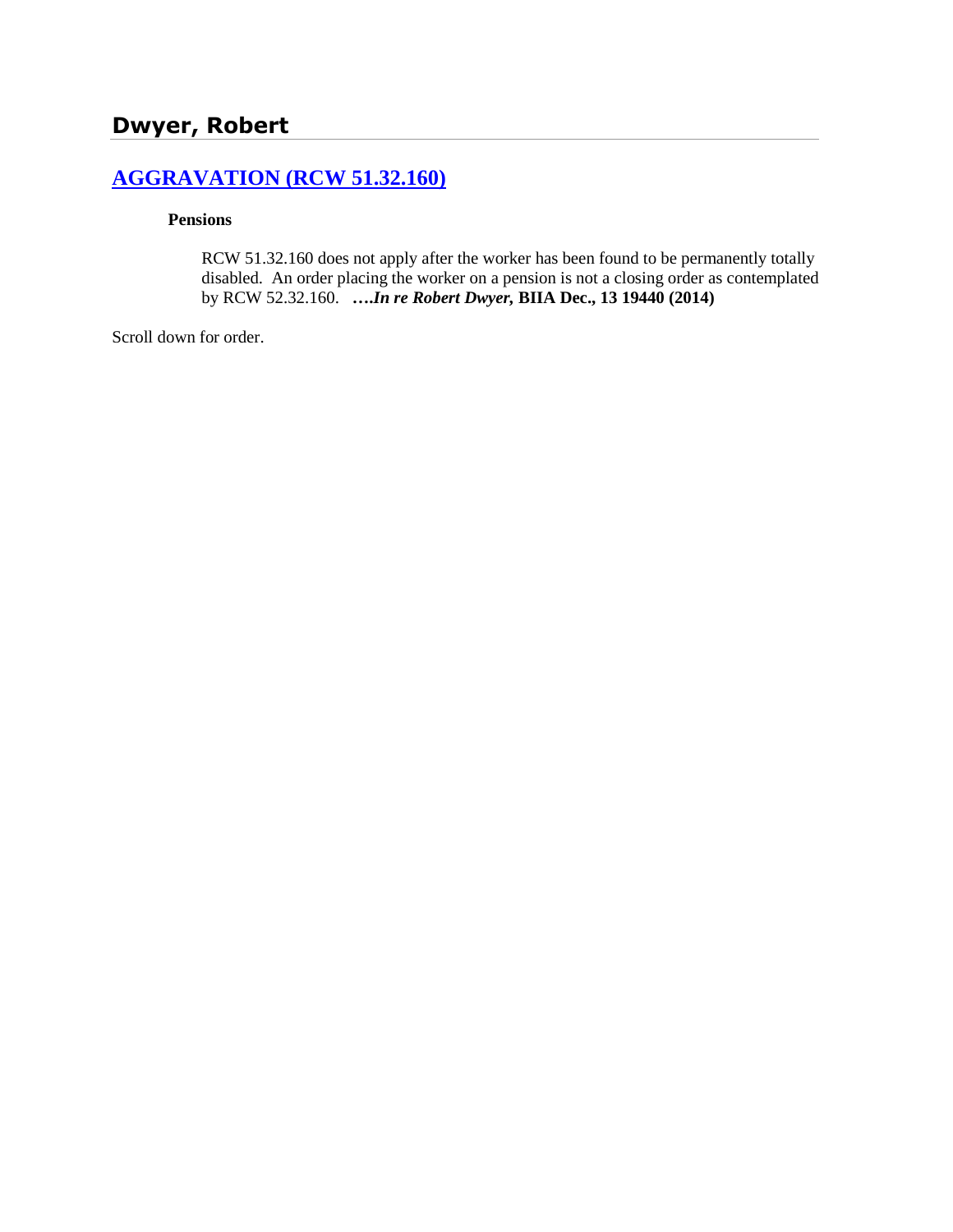# Dwyer, Robert

## [AGGRAVATION (RCW 51.32.160)](#)

**Pensions**

> RCW 51.32.160 does not apply after the worker has been found to be permanently totally disabled. An order placing the worker on a pension is not a closing order as contemplated by RCW 52.32.160. **….*In re Robert Dwyer,* BIIA Dec., 13 19440 (2014)**

Scroll down for order.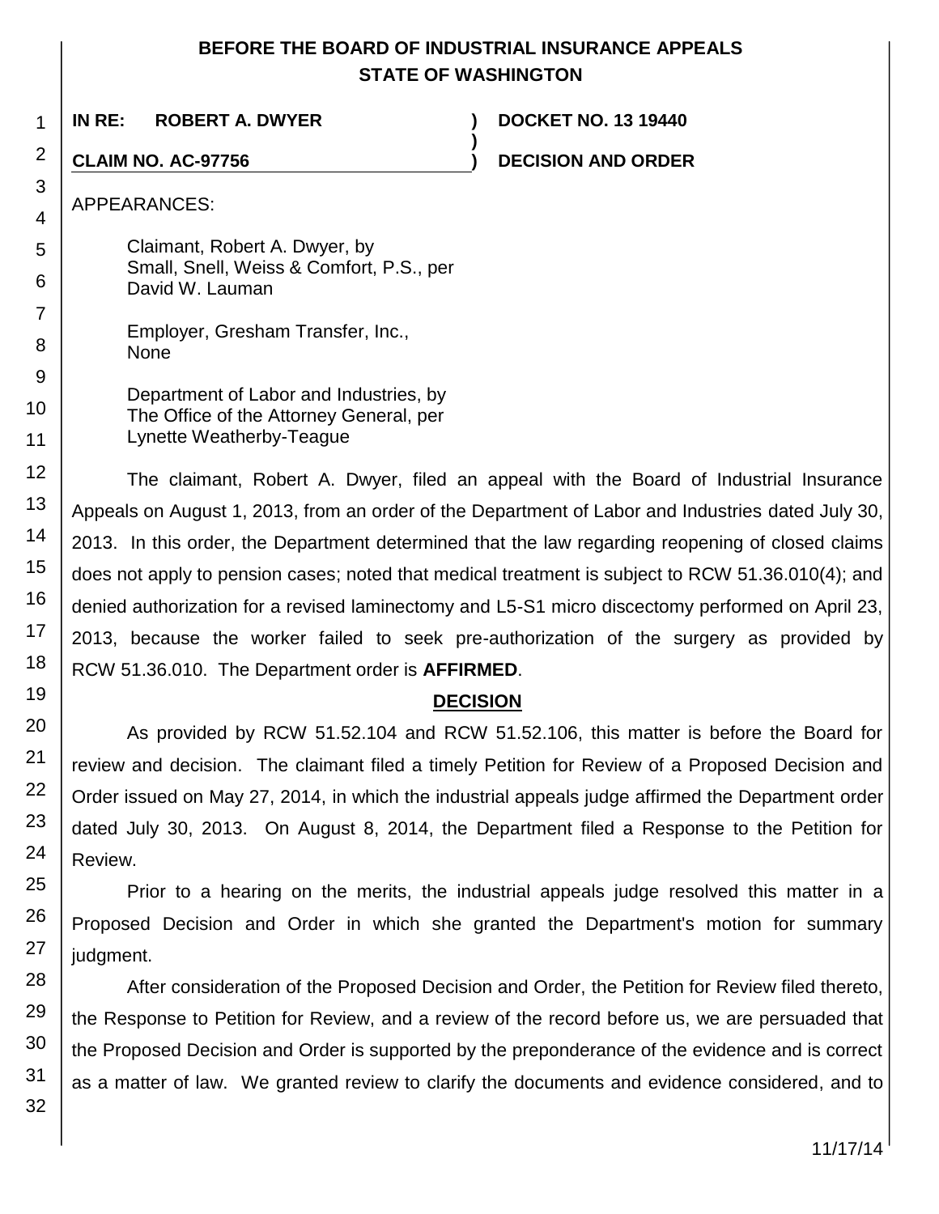# BEFORE THE BOARD OF INDUSTRIAL INSURANCE APPEALS
## STATE OF WASHINGTON

**IN RE: ROBERT A. DWYER** ) **DOCKET NO. 13 19440**

**CLAIM NO. AC-97756** ) **DECISION AND ORDER**

APPEARANCES:

Claimant, Robert A. Dwyer, by
Small, Snell, Weiss & Comfort, P.S., per
David W. Lauman

Employer, Gresham Transfer, Inc.,
None

Department of Labor and Industries, by
The Office of the Attorney General, per
Lynette Weatherby-Teague

The claimant, Robert A. Dwyer, filed an appeal with the Board of Industrial Insurance Appeals on August 1, 2013, from an order of the Department of Labor and Industries dated July 30, 2013. In this order, the Department determined that the law regarding reopening of closed claims does not apply to pension cases; noted that medical treatment is subject to RCW 51.36.010(4); and denied authorization for a revised laminectomy and L5-S1 micro discectomy performed on April 23, 2013, because the worker failed to seek pre-authorization of the surgery as provided by RCW 51.36.010. The Department order is **AFFIRMED**.

## DECISION

As provided by RCW 51.52.104 and RCW 51.52.106, this matter is before the Board for review and decision. The claimant filed a timely Petition for Review of a Proposed Decision and Order issued on May 27, 2014, in which the industrial appeals judge affirmed the Department order dated July 30, 2013. On August 8, 2014, the Department filed a Response to the Petition for Review.

Prior to a hearing on the merits, the industrial appeals judge resolved this matter in a Proposed Decision and Order in which she granted the Department's motion for summary judgment.

After consideration of the Proposed Decision and Order, the Petition for Review filed thereto, the Response to Petition for Review, and a review of the record before us, we are persuaded that the Proposed Decision and Order is supported by the preponderance of the evidence and is correct as a matter of law. We granted review to clarify the documents and evidence considered, and to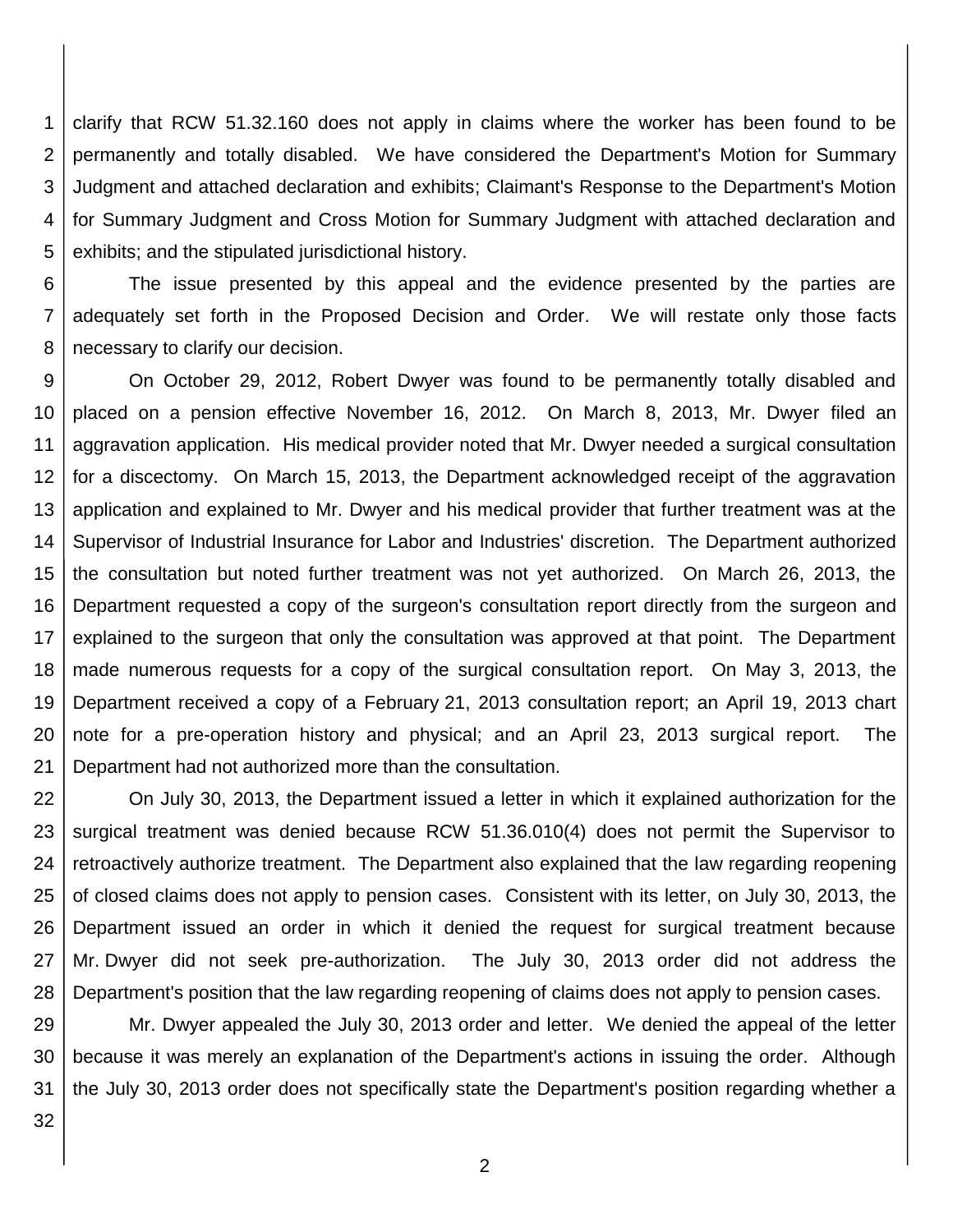clarify that RCW 51.32.160 does not apply in claims where the worker has been found to be permanently and totally disabled. We have considered the Department's Motion for Summary Judgment and attached declaration and exhibits; Claimant's Response to the Department's Motion for Summary Judgment and Cross Motion for Summary Judgment with attached declaration and exhibits; and the stipulated jurisdictional history.

The issue presented by this appeal and the evidence presented by the parties are adequately set forth in the Proposed Decision and Order. We will restate only those facts necessary to clarify our decision.

On October 29, 2012, Robert Dwyer was found to be permanently totally disabled and placed on a pension effective November 16, 2012. On March 8, 2013, Mr. Dwyer filed an aggravation application. His medical provider noted that Mr. Dwyer needed a surgical consultation for a discectomy. On March 15, 2013, the Department acknowledged receipt of the aggravation application and explained to Mr. Dwyer and his medical provider that further treatment was at the Supervisor of Industrial Insurance for Labor and Industries' discretion. The Department authorized the consultation but noted further treatment was not yet authorized. On March 26, 2013, the Department requested a copy of the surgeon's consultation report directly from the surgeon and explained to the surgeon that only the consultation was approved at that point. The Department made numerous requests for a copy of the surgical consultation report. On May 3, 2013, the Department received a copy of a February 21, 2013 consultation report; an April 19, 2013 chart note for a pre-operation history and physical; and an April 23, 2013 surgical report. The Department had not authorized more than the consultation.

On July 30, 2013, the Department issued a letter in which it explained authorization for the surgical treatment was denied because RCW 51.36.010(4) does not permit the Supervisor to retroactively authorize treatment. The Department also explained that the law regarding reopening of closed claims does not apply to pension cases. Consistent with its letter, on July 30, 2013, the Department issued an order in which it denied the request for surgical treatment because Mr. Dwyer did not seek pre-authorization. The July 30, 2013 order did not address the Department's position that the law regarding reopening of claims does not apply to pension cases.

Mr. Dwyer appealed the July 30, 2013 order and letter. We denied the appeal of the letter because it was merely an explanation of the Department's actions in issuing the order. Although the July 30, 2013 order does not specifically state the Department's position regarding whether a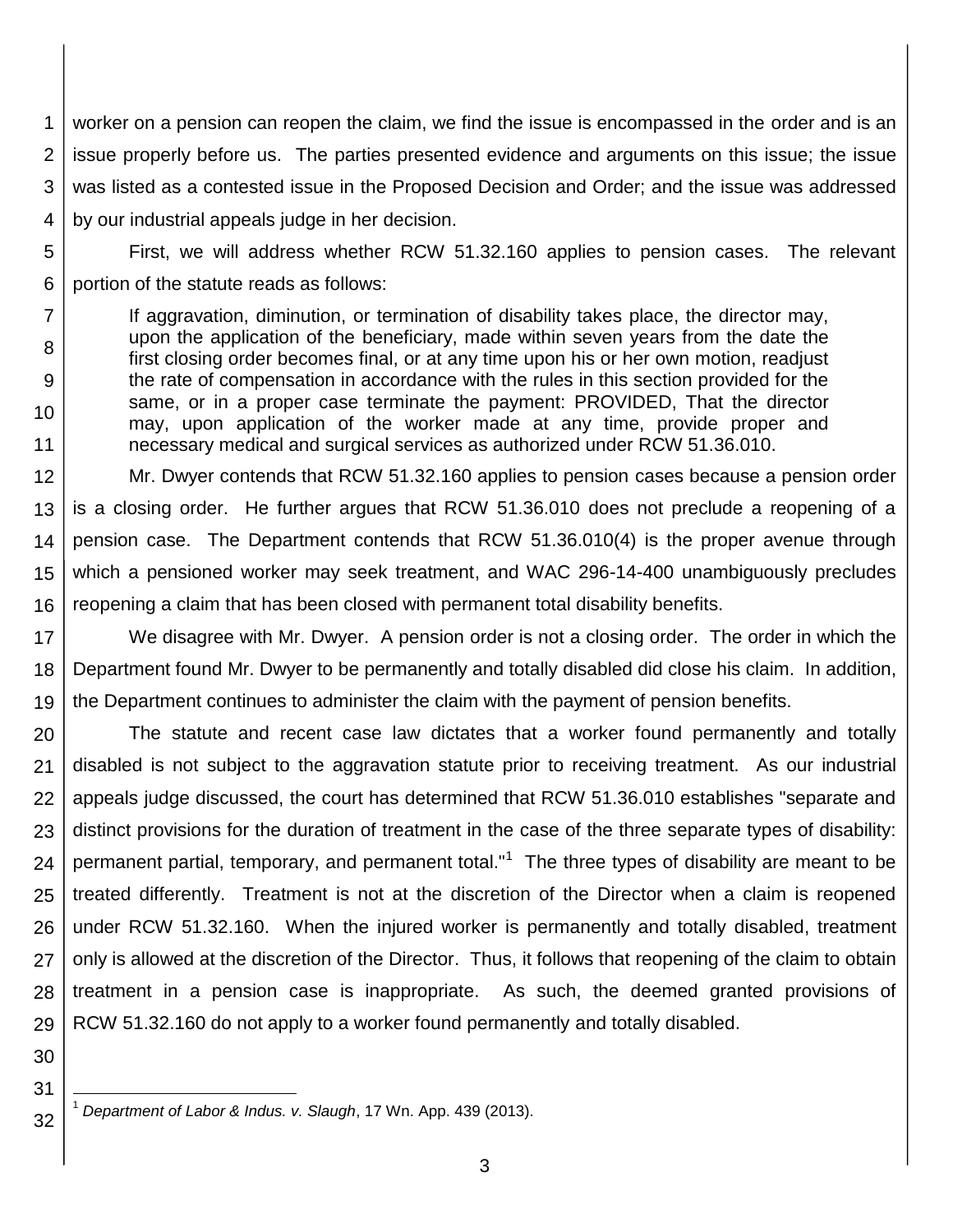worker on a pension can reopen the claim, we find the issue is encompassed in the order and is an issue properly before us. The parties presented evidence and arguments on this issue; the issue was listed as a contested issue in the Proposed Decision and Order; and the issue was addressed by our industrial appeals judge in her decision.

First, we will address whether RCW 51.32.160 applies to pension cases. The relevant portion of the statute reads as follows:

> If aggravation, diminution, or termination of disability takes place, the director may, upon the application of the beneficiary, made within seven years from the date the first closing order becomes final, or at any time upon his or her own motion, readjust the rate of compensation in accordance with the rules in this section provided for the same, or in a proper case terminate the payment: PROVIDED, That the director may, upon application of the worker made at any time, provide proper and necessary medical and surgical services as authorized under RCW 51.36.010.

Mr. Dwyer contends that RCW 51.32.160 applies to pension cases because a pension order is a closing order. He further argues that RCW 51.36.010 does not preclude a reopening of a pension case. The Department contends that RCW 51.36.010(4) is the proper avenue through which a pensioned worker may seek treatment, and WAC 296-14-400 unambiguously precludes reopening a claim that has been closed with permanent total disability benefits.

We disagree with Mr. Dwyer. A pension order is not a closing order. The order in which the Department found Mr. Dwyer to be permanently and totally disabled did close his claim. In addition, the Department continues to administer the claim with the payment of pension benefits.

The statute and recent case law dictates that a worker found permanently and totally disabled is not subject to the aggravation statute prior to receiving treatment. As our industrial appeals judge discussed, the court has determined that RCW 51.36.010 establishes "separate and distinct provisions for the duration of treatment in the case of the three separate types of disability: permanent partial, temporary, and permanent total."[1] The three types of disability are meant to be treated differently. Treatment is not at the discretion of the Director when a claim is reopened under RCW 51.32.160. When the injured worker is permanently and totally disabled, treatment only is allowed at the discretion of the Director. Thus, it follows that reopening of the claim to obtain treatment in a pension case is inappropriate. As such, the deemed granted provisions of RCW 51.32.160 do not apply to a worker found permanently and totally disabled.

---

[1] *Department of Labor & Indus. v. Slaugh*, 17 Wn. App. 439 (2013).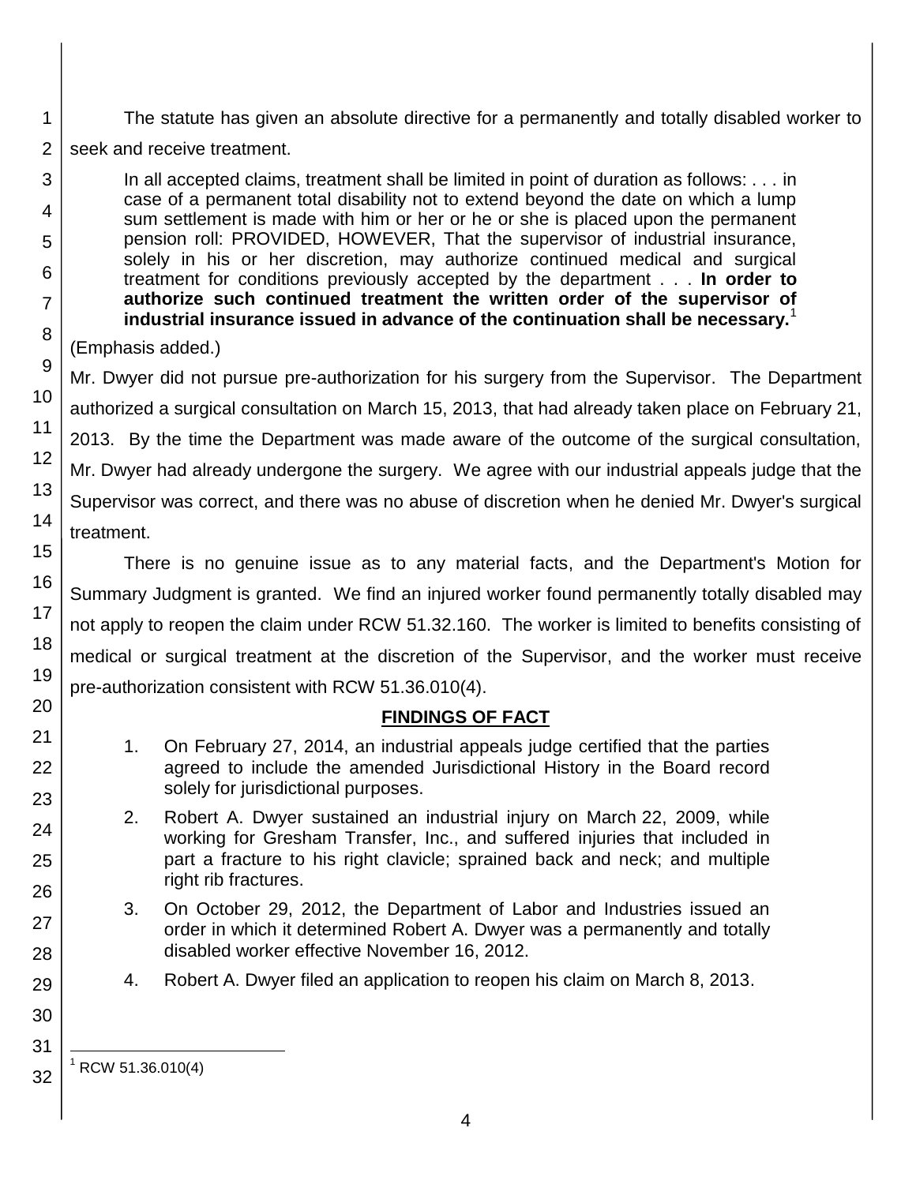The statute has given an absolute directive for a permanently and totally disabled worker to seek and receive treatment.

> In all accepted claims, treatment shall be limited in point of duration as follows: . . . in case of a permanent total disability not to extend beyond the date on which a lump sum settlement is made with him or her or he or she is placed upon the permanent pension roll: PROVIDED, HOWEVER, That the supervisor of industrial insurance, solely in his or her discretion, may authorize continued medical and surgical treatment for conditions previously accepted by the department . . . **In order to authorize such continued treatment the written order of the supervisor of industrial insurance issued in advance of the continuation shall be necessary.**[1]

(Emphasis added.)

Mr. Dwyer did not pursue pre-authorization for his surgery from the Supervisor. The Department authorized a surgical consultation on March 15, 2013, that had already taken place on February 21, 2013. By the time the Department was made aware of the outcome of the surgical consultation, Mr. Dwyer had already undergone the surgery. We agree with our industrial appeals judge that the Supervisor was correct, and there was no abuse of discretion when he denied Mr. Dwyer's surgical treatment.

There is no genuine issue as to any material facts, and the Department's Motion for Summary Judgment is granted. We find an injured worker found permanently totally disabled may not apply to reopen the claim under RCW 51.32.160. The worker is limited to benefits consisting of medical or surgical treatment at the discretion of the Supervisor, and the worker must receive pre-authorization consistent with RCW 51.36.010(4).

## FINDINGS OF FACT

1. On February 27, 2014, an industrial appeals judge certified that the parties agreed to include the amended Jurisdictional History in the Board record solely for jurisdictional purposes.
2. Robert A. Dwyer sustained an industrial injury on March 22, 2009, while working for Gresham Transfer, Inc., and suffered injuries that included in part a fracture to his right clavicle; sprained back and neck; and multiple right rib fractures.
3. On October 29, 2012, the Department of Labor and Industries issued an order in which it determined Robert A. Dwyer was a permanently and totally disabled worker effective November 16, 2012.
4. Robert A. Dwyer filed an application to reopen his claim on March 8, 2013.

---

[1] RCW 51.36.010(4)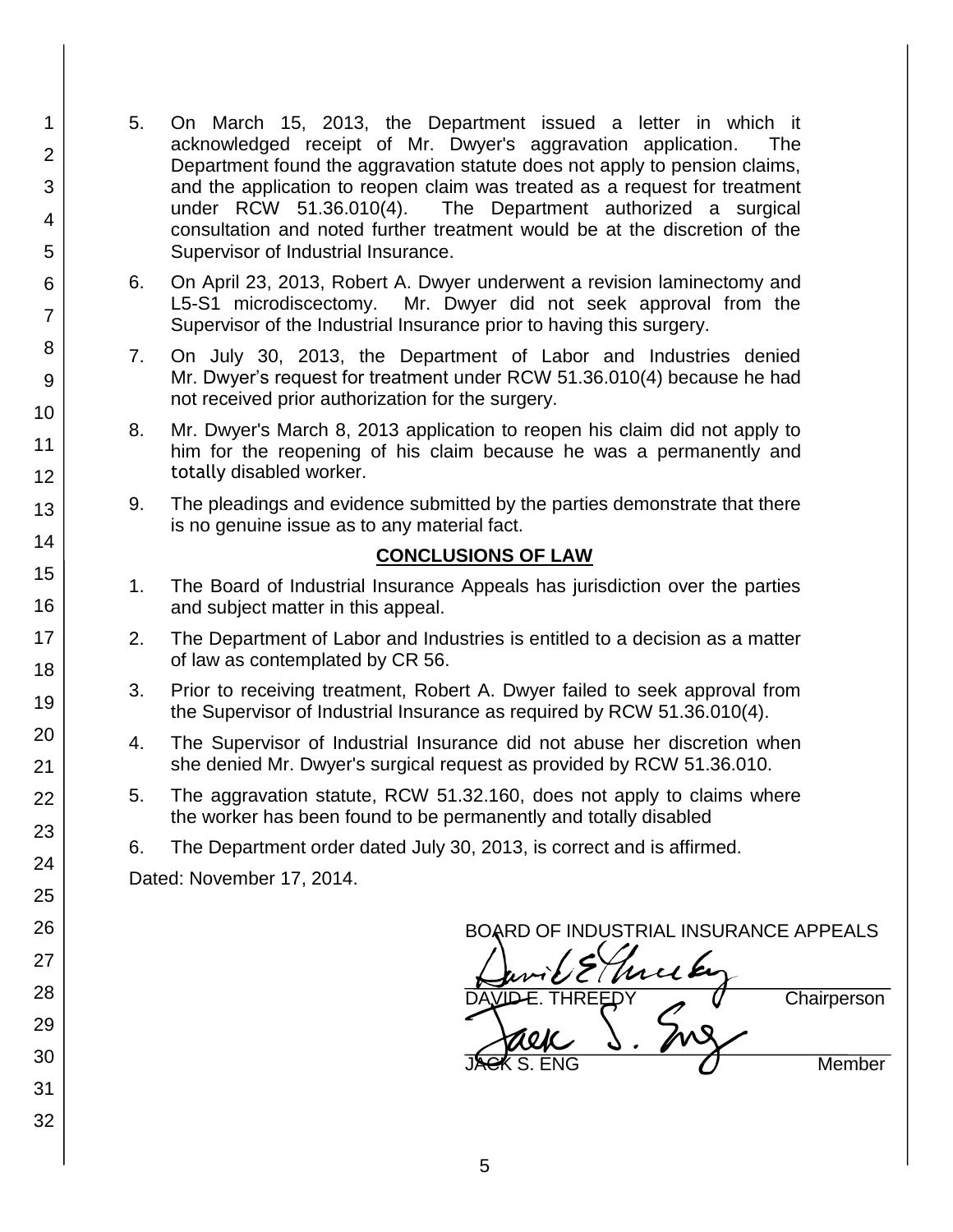5. On March 15, 2013, the Department issued a letter in which it acknowledged receipt of Mr. Dwyer's aggravation application. The Department found the aggravation statute does not apply to pension claims, and the application to reopen claim was treated as a request for treatment under RCW 51.36.010(4). The Department authorized a surgical consultation and noted further treatment would be at the discretion of the Supervisor of Industrial Insurance.

6. On April 23, 2013, Robert A. Dwyer underwent a revision laminectomy and L5-S1 microdiscectomy. Mr. Dwyer did not seek approval from the Supervisor of the Industrial Insurance prior to having this surgery.

7. On July 30, 2013, the Department of Labor and Industries denied Mr. Dwyer's request for treatment under RCW 51.36.010(4) because he had not received prior authorization for the surgery.

8. Mr. Dwyer's March 8, 2013 application to reopen his claim did not apply to him for the reopening of his claim because he was a permanently and totally disabled worker.

9. The pleadings and evidence submitted by the parties demonstrate that there is no genuine issue as to any material fact.

## CONCLUSIONS OF LAW

1. The Board of Industrial Insurance Appeals has jurisdiction over the parties and subject matter in this appeal.

2. The Department of Labor and Industries is entitled to a decision as a matter of law as contemplated by CR 56.

3. Prior to receiving treatment, Robert A. Dwyer failed to seek approval from the Supervisor of Industrial Insurance as required by RCW 51.36.010(4).

4. The Supervisor of Industrial Insurance did not abuse her discretion when she denied Mr. Dwyer's surgical request as provided by RCW 51.36.010.

5. The aggravation statute, RCW 51.32.160, does not apply to claims where the worker has been found to be permanently and totally disabled

6. The Department order dated July 30, 2013, is correct and is affirmed.

Dated: November 17, 2014.

BOARD OF INDUSTRIAL INSURANCE APPEALS

DAVID E. THREEDY, Chairperson

JACK S. ENG, Member